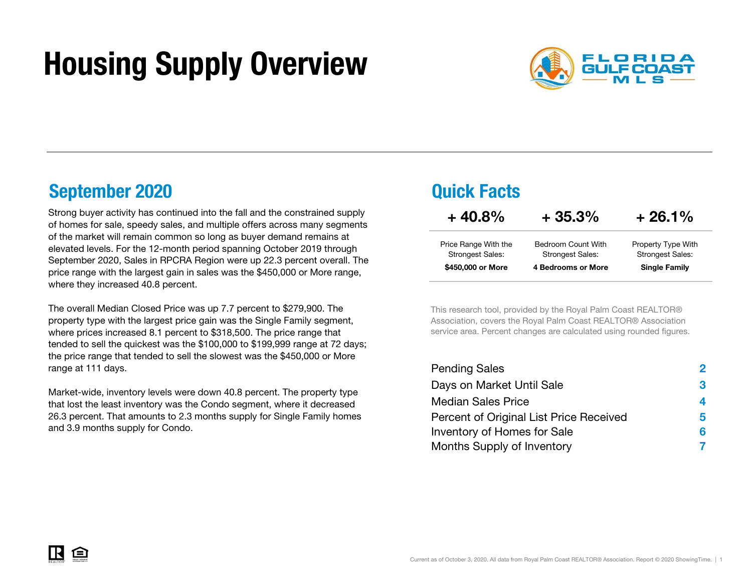# Housing Supply Overview

## September 2020

Strong buyer activity has continued into the fall and the constrained supply of homes for sale, speedy sales, and multiple offers across many segments of the market will remain common so long as buyer demand remains at elevated levels. For the 12-month period spanning October 2019 through September 2020, Sales in RPCRA Region were up 22.3 percent overall. The price range with the largest gain in sales was the $450,000 or More range, where they increased 40.8 percent.

The overall Median Closed Price was up 7.7 percent to $279,900. The property type with the largest price gain was the Single Family segment, where prices increased 8.1 percent to $318,500. The price range that tended to sell the quickest was the $100,000 to $199,999 range at 72 days; the price range that tended to sell the slowest was the $450,000 or More range at 111 days.

Market-wide, inventory levels were down 40.8 percent. The property type that lost the least inventory was the Condo segment, where it decreased 26.3 percent. That amounts to 2.3 months supply for Single Family homes and 3.9 months supply for Condo.

## Quick Facts

| + 40.8% | + 35.3% | + 26.1% |
| --- | --- | --- |
| Price Range With the Strongest Sales: **$450,000 or More** | Bedroom Count With Strongest Sales: **4 Bedrooms or More** | Property Type With Strongest Sales: **Single Family** |

This research tool, provided by the Royal Palm Coast REALTOR® Association, covers the Royal Palm Coast REALTOR® Association service area. Percent changes are calculated using rounded figures.

| | |
| --- | --- |
| Pending Sales | 2 |
| Days on Market Until Sale | 3 |
| Median Sales Price | 4 |
| Percent of Original List Price Received | 5 |
| Inventory of Homes for Sale | 6 |
| Months Supply of Inventory | 7 |

Current as of October 3, 2020. All data from Royal Palm Coast REALTOR® Association. Report © 2020 ShowingTime.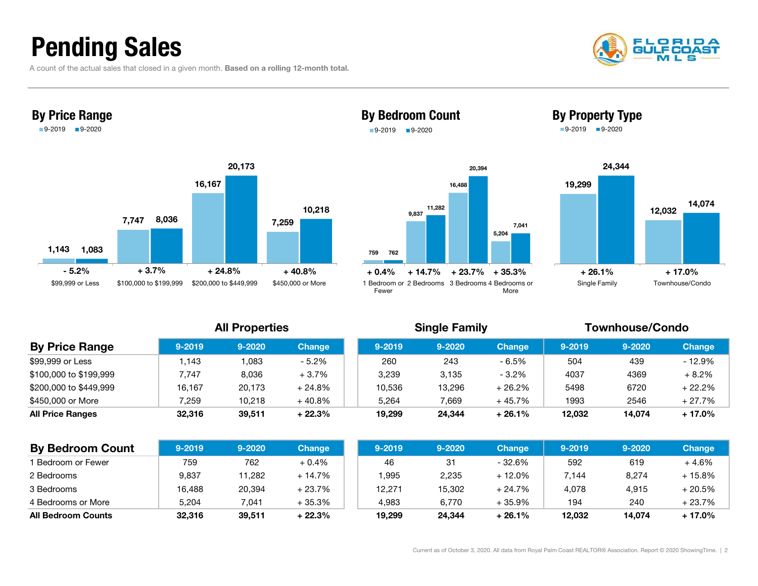# Pending Sales

A count of the actual sales that closed in a given month. **Based on a rolling 12-month total.**

## By Price Range

■ 9-2019 ■ 9-2020

| | 9-2019 | 9-2020 | Change |
|---|---|---|---|
| $99,999 or Less | 1,143 | 1,083 | - 5.2% |
| $100,000 to $199,999 | 7,747 | 8,036 | + 3.7% |
| $200,000 to $449,999 | 16,167 | 20,173 | + 24.8% |
| $450,000 or More | 7,259 | 10,218 | + 40.8% |

## By Bedroom Count

■ 9-2019 ■ 9-2020

| | 9-2019 | 9-2020 | Change |
|---|---|---|---|
| 1 Bedroom or Fewer | 759 | 762 | + 0.4% |
| 2 Bedrooms | 9,837 | 11,282 | + 14.7% |
| 3 Bedrooms | 16,488 | 20,394 | + 23.7% |
| 4 Bedrooms or More | 5,204 | 7,041 | + 35.3% |

## By Property Type

■ 9-2019 ■ 9-2020

| | 9-2019 | 9-2020 | Change |
|---|---|---|---|
| Single Family | 19,299 | 24,344 | + 26.1% |
| Townhouse/Condo | 12,032 | 14,074 | + 17.0% |

| | All Properties | | | Single Family | | | Townhouse/Condo | | |
|---|---|---|---|---|---|---|---|---|---|
| **By Price Range** | 9-2019 | 9-2020 | Change | 9-2019 | 9-2020 | Change | 9-2019 | 9-2020 | Change |
| $99,999 or Less | 1,143 | 1,083 | - 5.2% | 260 | 243 | - 6.5% | 504 | 439 | - 12.9% |
| $100,000 to $199,999 | 7,747 | 8,036 | + 3.7% | 3,239 | 3,135 | - 3.2% | 4037 | 4369 | + 8.2% |
| $200,000 to $449,999 | 16,167 | 20,173 | + 24.8% | 10,536 | 13,296 | + 26.2% | 5498 | 6720 | + 22.2% |
| $450,000 or More | 7,259 | 10,218 | + 40.8% | 5,264 | 7,669 | + 45.7% | 1993 | 2546 | + 27.7% |
| **All Price Ranges** | **32,316** | **39,511** | **+ 22.3%** | **19,299** | **24,344** | **+ 26.1%** | **12,032** | **14,074** | **+ 17.0%** |

| | All Properties | | | Single Family | | | Townhouse/Condo | | |
|---|---|---|---|---|---|---|---|---|---|
| **By Bedroom Count** | 9-2019 | 9-2020 | Change | 9-2019 | 9-2020 | Change | 9-2019 | 9-2020 | Change |
| 1 Bedroom or Fewer | 759 | 762 | + 0.4% | 46 | 31 | - 32.6% | 592 | 619 | + 4.6% |
| 2 Bedrooms | 9,837 | 11,282 | + 14.7% | 1,995 | 2,235 | + 12.0% | 7,144 | 8,274 | + 15.8% |
| 3 Bedrooms | 16,488 | 20,394 | + 23.7% | 12,271 | 15,302 | + 24.7% | 4,078 | 4,915 | + 20.5% |
| 4 Bedrooms or More | 5,204 | 7,041 | + 35.3% | 4,983 | 6,770 | + 35.9% | 194 | 240 | + 23.7% |
| **All Bedroom Counts** | **32,316** | **39,511** | **+ 22.3%** | **19,299** | **24,344** | **+ 26.1%** | **12,032** | **14,074** | **+ 17.0%** |

Current as of October 3, 2020. All data from Royal Palm Coast REALTOR® Association. Report © 2020 ShowingTime.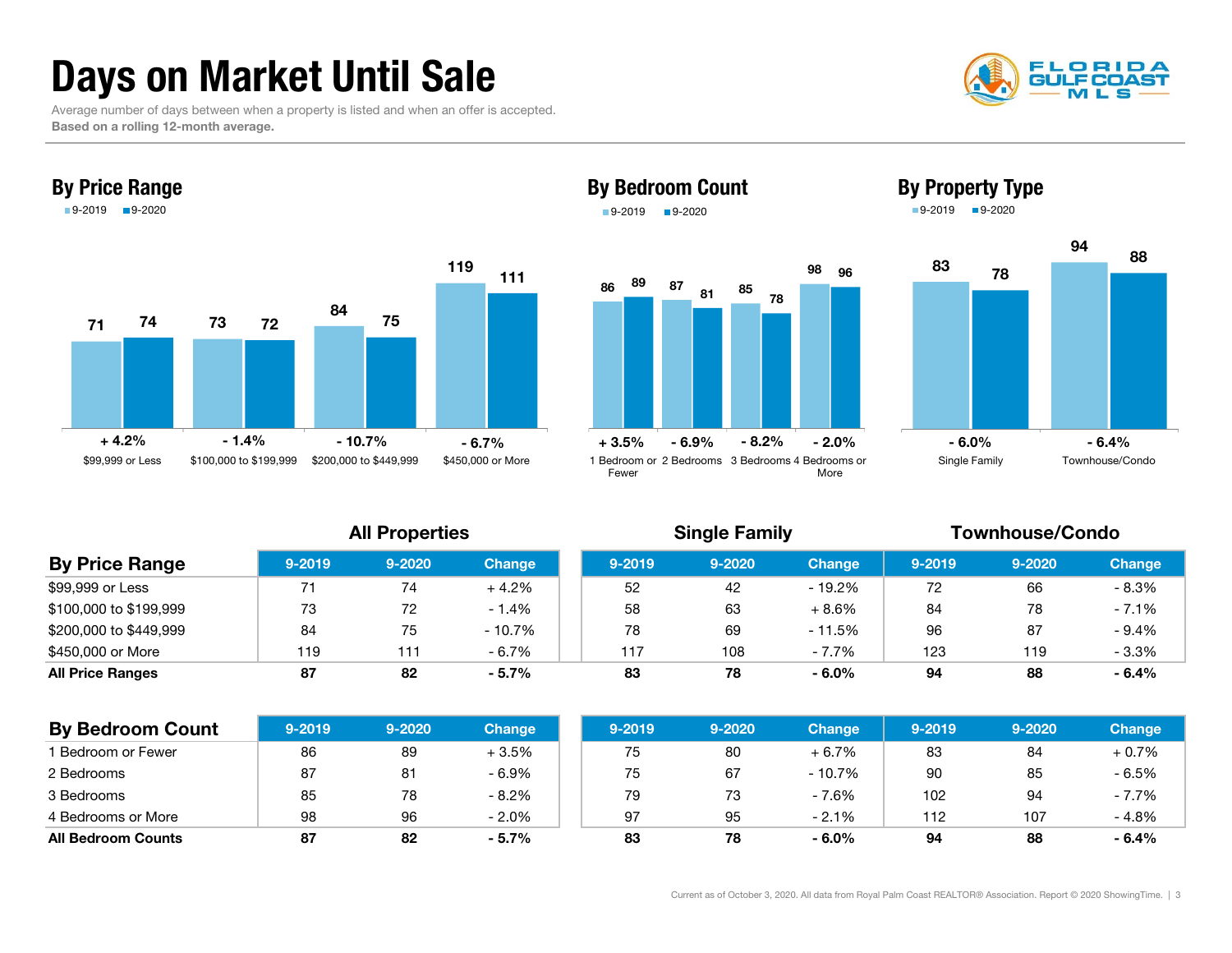# Days on Market Until Sale

Average number of days between when a property is listed and when an offer is accepted.
**Based on a rolling 12-month average.**

## By Price Range

| Price Range | 9-2019 | 9-2020 | Change |
|---|---|---|---|
| $99,999 or Less | 71 | 74 | + 4.2% |
| $100,000 to $199,999 | 73 | 72 | - 1.4% |
| $200,000 to $449,999 | 84 | 75 | - 10.7% |
| $450,000 or More | 119 | 111 | - 6.7% |

## By Bedroom Count

| Bedroom Count | 9-2019 | 9-2020 | Change |
|---|---|---|---|
| 1 Bedroom or Fewer | 86 | 89 | + 3.5% |
| 2 Bedrooms | 87 | 81 | - 6.9% |
| 3 Bedrooms | 85 | 78 | - 8.2% |
| 4 Bedrooms or More | 98 | 96 | - 2.0% |

## By Property Type

| Property Type | 9-2019 | 9-2020 | Change |
|---|---|---|---|
| Single Family | 83 | 78 | - 6.0% |
| Townhouse/Condo | 94 | 88 | - 6.4% |

| | All Properties | | | Single Family | | | Townhouse/Condo | | |
|---|---|---|---|---|---|---|---|---|---|
| **By Price Range** | 9-2019 | 9-2020 | Change | 9-2019 | 9-2020 | Change | 9-2019 | 9-2020 | Change |
| $99,999 or Less | 71 | 74 | + 4.2% | 52 | 42 | - 19.2% | 72 | 66 | - 8.3% |
| $100,000 to $199,999 | 73 | 72 | - 1.4% | 58 | 63 | + 8.6% | 84 | 78 | - 7.1% |
| $200,000 to $449,999 | 84 | 75 | - 10.7% | 78 | 69 | - 11.5% | 96 | 87 | - 9.4% |
| $450,000 or More | 119 | 111 | - 6.7% | 117 | 108 | - 7.7% | 123 | 119 | - 3.3% |
| **All Price Ranges** | **87** | **82** | **- 5.7%** | **83** | **78** | **- 6.0%** | **94** | **88** | **- 6.4%** |

| | All Properties | | | Single Family | | | Townhouse/Condo | | |
|---|---|---|---|---|---|---|---|---|---|
| **By Bedroom Count** | 9-2019 | 9-2020 | Change | 9-2019 | 9-2020 | Change | 9-2019 | 9-2020 | Change |
| 1 Bedroom or Fewer | 86 | 89 | + 3.5% | 75 | 80 | + 6.7% | 83 | 84 | + 0.7% |
| 2 Bedrooms | 87 | 81 | - 6.9% | 75 | 67 | - 10.7% | 90 | 85 | - 6.5% |
| 3 Bedrooms | 85 | 78 | - 8.2% | 79 | 73 | - 7.6% | 102 | 94 | - 7.7% |
| 4 Bedrooms or More | 98 | 96 | - 2.0% | 97 | 95 | - 2.1% | 112 | 107 | - 4.8% |
| **All Bedroom Counts** | **87** | **82** | **- 5.7%** | **83** | **78** | **- 6.0%** | **94** | **88** | **- 6.4%** |

Current as of October 3, 2020. All data from Royal Palm Coast REALTOR® Association. Report © 2020 ShowingTime.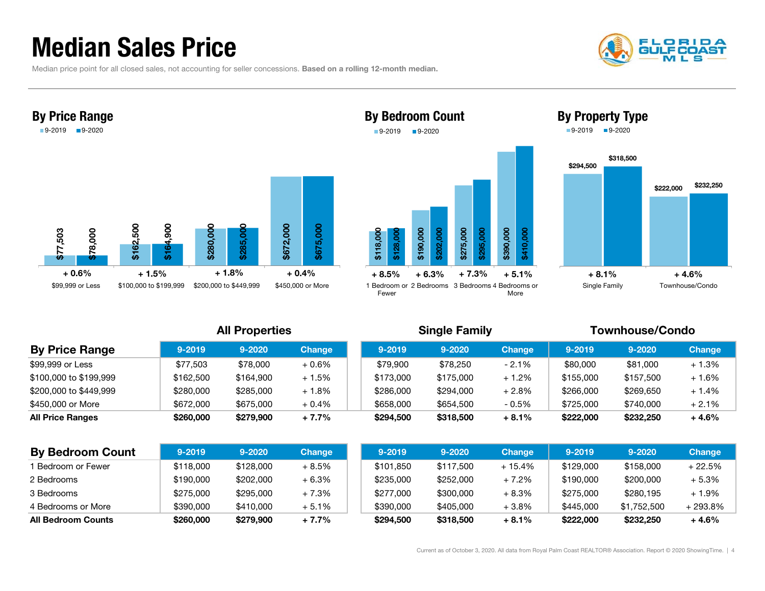# Median Sales Price

Median price point for all closed sales, not accounting for seller concessions. **Based on a rolling 12-month median.**

## By Price Range

| | 9-2019 | 9-2020 | Change |
|---|---|---|---|
| $99,999 or Less | $77,503 | $78,000 | + 0.6% |
| $100,000 to $199,999 | $162,500 | $164,900 | + 1.5% |
| $200,000 to $449,999 | $280,000 | $285,000 | + 1.8% |
| $450,000 or More | $672,000 | $675,000 | + 0.4% |

## By Bedroom Count

| | 9-2019 | 9-2020 | Change |
|---|---|---|---|
| 1 Bedroom or Fewer | $118,000 | $128,000 | + 8.5% |
| 2 Bedrooms | $190,000 | $202,000 | + 6.3% |
| 3 Bedrooms | $275,000 | $295,000 | + 7.3% |
| 4 Bedrooms or More | $390,000 | $410,000 | + 5.1% |

## By Property Type

| | 9-2019 | 9-2020 | Change |
|---|---|---|---|
| Single Family | $294,500 | $318,500 | + 8.1% |
| Townhouse/Condo | $222,000 | $232,250 | + 4.6% |

| | All Properties | | | Single Family | | | Townhouse/Condo | | |
|---|---|---|---|---|---|---|---|---|---|
| **By Price Range** | 9-2019 | 9-2020 | Change | 9-2019 | 9-2020 | Change | 9-2019 | 9-2020 | Change |
| $99,999 or Less | $77,503 | $78,000 | + 0.6% | $79,900 | $78,250 | - 2.1% | $80,000 | $81,000 | + 1.3% |
| $100,000 to $199,999 | $162,500 | $164,900 | + 1.5% | $173,000 | $175,000 | + 1.2% | $155,000 | $157,500 | + 1.6% |
| $200,000 to $449,999 | $280,000 | $285,000 | + 1.8% | $286,000 | $294,000 | + 2.8% | $266,000 | $269,650 | + 1.4% |
| $450,000 or More | $672,000 | $675,000 | + 0.4% | $658,000 | $654,500 | - 0.5% | $725,000 | $740,000 | + 2.1% |
| **All Price Ranges** | **$260,000** | **$279,900** | **+ 7.7%** | **$294,500** | **$318,500** | **+ 8.1%** | **$222,000** | **$232,250** | **+ 4.6%** |

| **By Bedroom Count** | 9-2019 | 9-2020 | Change | 9-2019 | 9-2020 | Change | 9-2019 | 9-2020 | Change |
|---|---|---|---|---|---|---|---|---|---|
| 1 Bedroom or Fewer | $118,000 | $128,000 | + 8.5% | $101,850 | $117,500 | + 15.4% | $129,000 | $158,000 | + 22.5% |
| 2 Bedrooms | $190,000 | $202,000 | + 6.3% | $235,000 | $252,000 | + 7.2% | $190,000 | $200,000 | + 5.3% |
| 3 Bedrooms | $275,000 | $295,000 | + 7.3% | $277,000 | $300,000 | + 8.3% | $275,000 | $280,195 | + 1.9% |
| 4 Bedrooms or More | $390,000 | $410,000 | + 5.1% | $390,000 | $405,000 | + 3.8% | $445,000 | $1,752,500 | + 293.8% |
| **All Bedroom Counts** | **$260,000** | **$279,900** | **+ 7.7%** | **$294,500** | **$318,500** | **+ 8.1%** | **$222,000** | **$232,250** | **+ 4.6%** |

Current as of October 3, 2020. All data from Royal Palm Coast REALTOR® Association. Report © 2020 ShowingTime.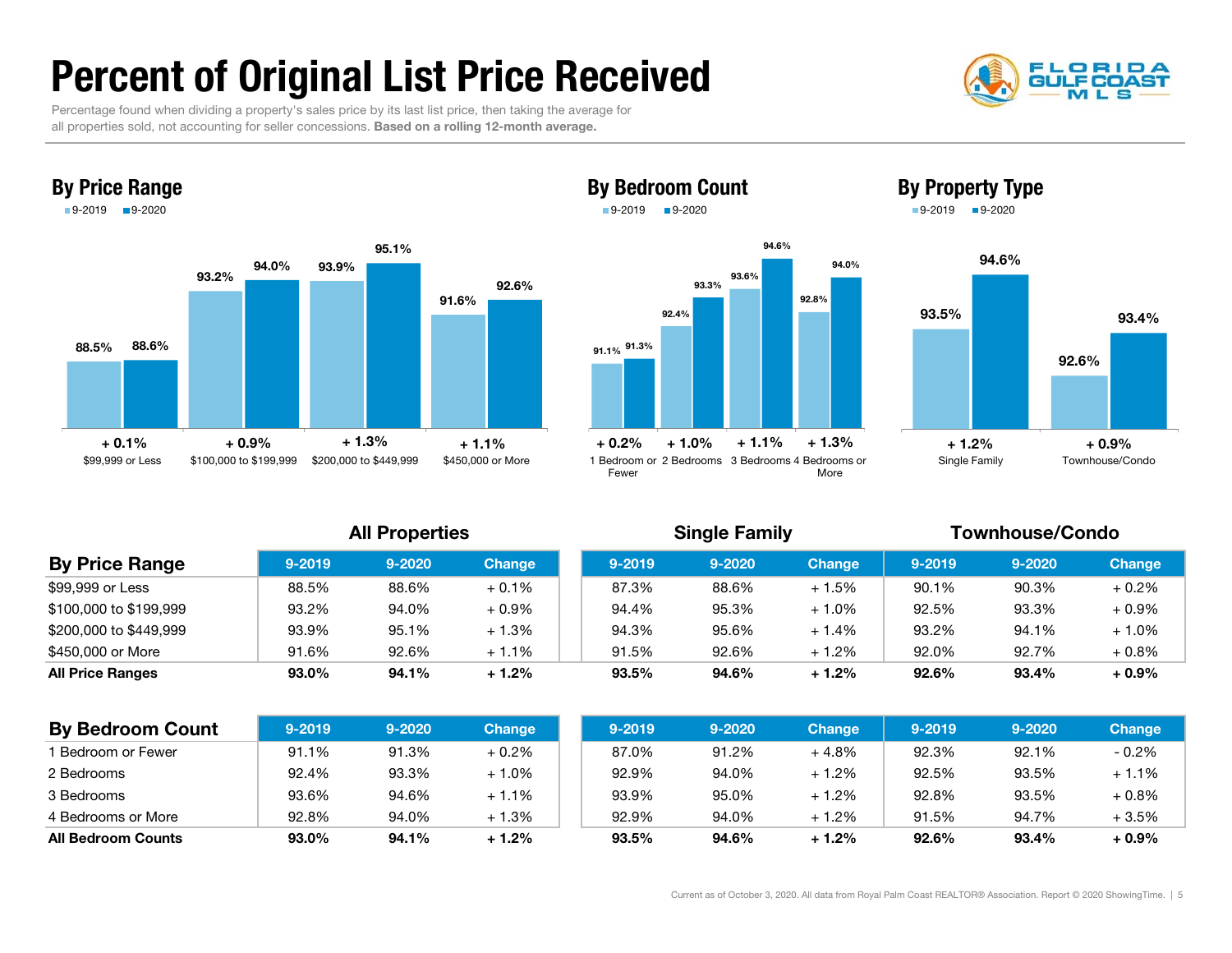# Percent of Original List Price Received

Percentage found when dividing a property's sales price by its last list price, then taking the average for all properties sold, not accounting for seller concessions. **Based on a rolling 12-month average.**

## By Price Range

| | 9-2019 | 9-2020 | Change |
|---|---|---|---|
| $99,999 or Less | 88.5% | 88.6% | + 0.1% |
| $100,000 to $199,999 | 93.2% | 94.0% | + 0.9% |
| $200,000 to $449,999 | 93.9% | 95.1% | + 1.3% |
| $450,000 or More | 91.6% | 92.6% | + 1.1% |

## By Bedroom Count

| | 9-2019 | 9-2020 | Change |
|---|---|---|---|
| 1 Bedroom or Fewer | 91.1% | 91.3% | + 0.2% |
| 2 Bedrooms | 92.4% | 93.3% | + 1.0% |
| 3 Bedrooms | 93.6% | 94.6% | + 1.1% |
| 4 Bedrooms or More | 92.8% | 94.0% | + 1.3% |

## By Property Type

| | 9-2019 | 9-2020 | Change |
|---|---|---|---|
| Single Family | 93.5% | 94.6% | + 1.2% |
| Townhouse/Condo | 92.6% | 93.4% | + 0.9% |

| By Price Range | All Properties | | | Single Family | | | Townhouse/Condo | | |
|---|---|---|---|---|---|---|---|---|---|
| | 9-2019 | 9-2020 | Change | 9-2019 | 9-2020 | Change | 9-2019 | 9-2020 | Change |
| $99,999 or Less | 88.5% | 88.6% | + 0.1% | 87.3% | 88.6% | + 1.5% | 90.1% | 90.3% | + 0.2% |
| $100,000 to $199,999 | 93.2% | 94.0% | + 0.9% | 94.4% | 95.3% | + 1.0% | 92.5% | 93.3% | + 0.9% |
| $200,000 to $449,999 | 93.9% | 95.1% | + 1.3% | 94.3% | 95.6% | + 1.4% | 93.2% | 94.1% | + 1.0% |
| $450,000 or More | 91.6% | 92.6% | + 1.1% | 91.5% | 92.6% | + 1.2% | 92.0% | 92.7% | + 0.8% |
| **All Price Ranges** | **93.0%** | **94.1%** | **+ 1.2%** | **93.5%** | **94.6%** | **+ 1.2%** | **92.6%** | **93.4%** | **+ 0.9%** |

| By Bedroom Count | All Properties | | | Single Family | | | Townhouse/Condo | | |
|---|---|---|---|---|---|---|---|---|---|
| | 9-2019 | 9-2020 | Change | 9-2019 | 9-2020 | Change | 9-2019 | 9-2020 | Change |
| 1 Bedroom or Fewer | 91.1% | 91.3% | + 0.2% | 87.0% | 91.2% | + 4.8% | 92.3% | 92.1% | - 0.2% |
| 2 Bedrooms | 92.4% | 93.3% | + 1.0% | 92.9% | 94.0% | + 1.2% | 92.5% | 93.5% | + 1.1% |
| 3 Bedrooms | 93.6% | 94.6% | + 1.1% | 93.9% | 95.0% | + 1.2% | 92.8% | 93.5% | + 0.8% |
| 4 Bedrooms or More | 92.8% | 94.0% | + 1.3% | 92.9% | 94.0% | + 1.2% | 91.5% | 94.7% | + 3.5% |
| **All Bedroom Counts** | **93.0%** | **94.1%** | **+ 1.2%** | **93.5%** | **94.6%** | **+ 1.2%** | **92.6%** | **93.4%** | **+ 0.9%** |

Current as of October 3, 2020. All data from Royal Palm Coast REALTOR® Association. Report © 2020 ShowingTime.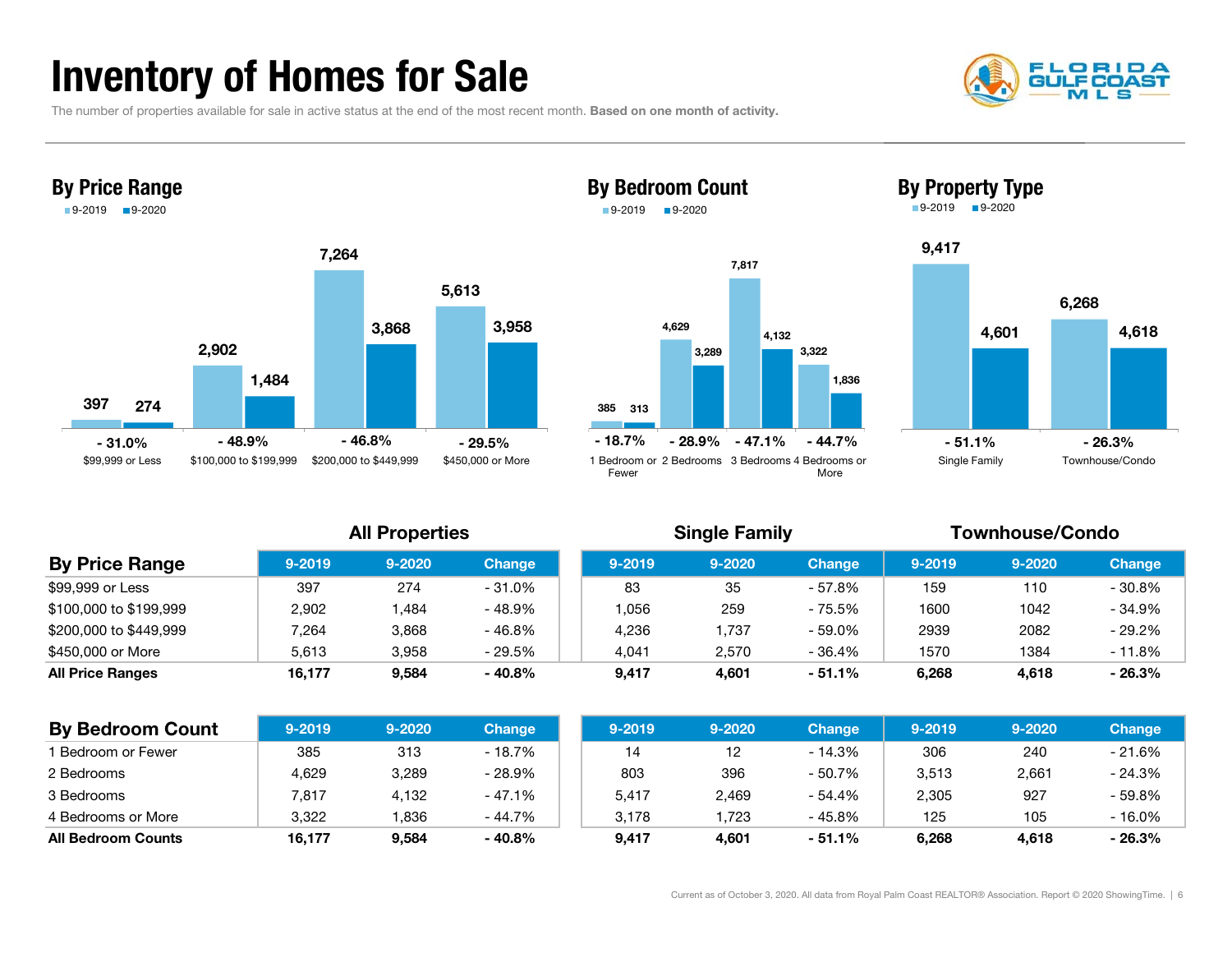# Inventory of Homes for Sale

The number of properties available for sale in active status at the end of the most recent month. **Based on one month of activity.**

## By Price Range

| | 9-2019 | 9-2020 | Change |
|---|---|---|---|
| $99,999 or Less | 397 | 274 | - 31.0% |
| $100,000 to $199,999 | 2,902 | 1,484 | - 48.9% |
| $200,000 to $449,999 | 7,264 | 3,868 | - 46.8% |
| $450,000 or More | 5,613 | 3,958 | - 29.5% |

## By Bedroom Count

| | 9-2019 | 9-2020 | Change |
|---|---|---|---|
| 1 Bedroom or Fewer | 385 | 313 | - 18.7% |
| 2 Bedrooms | 4,629 | 3,289 | - 28.9% |
| 3 Bedrooms | 7,817 | 4,132 | - 47.1% |
| 4 Bedrooms or More | 3,322 | 1,836 | - 44.7% |

## By Property Type

| | 9-2019 | 9-2020 | Change |
|---|---|---|---|
| Single Family | 9,417 | 4,601 | - 51.1% |
| Townhouse/Condo | 6,268 | 4,618 | - 26.3% |

| By Price Range | All Properties | | | Single Family | | | Townhouse/Condo | | |
|---|---|---|---|---|---|---|---|---|---|
| | 9-2019 | 9-2020 | Change | 9-2019 | 9-2020 | Change | 9-2019 | 9-2020 | Change |
| $99,999 or Less | 397 | 274 | - 31.0% | 83 | 35 | - 57.8% | 159 | 110 | - 30.8% |
| $100,000 to $199,999 | 2,902 | 1,484 | - 48.9% | 1,056 | 259 | - 75.5% | 1600 | 1042 | - 34.9% |
| $200,000 to $449,999 | 7,264 | 3,868 | - 46.8% | 4,236 | 1,737 | - 59.0% | 2939 | 2082 | - 29.2% |
| $450,000 or More | 5,613 | 3,958 | - 29.5% | 4,041 | 2,570 | - 36.4% | 1570 | 1384 | - 11.8% |
| **All Price Ranges** | **16,177** | **9,584** | **- 40.8%** | **9,417** | **4,601** | **- 51.1%** | **6,268** | **4,618** | **- 26.3%** |

| By Bedroom Count | All Properties | | | Single Family | | | Townhouse/Condo | | |
|---|---|---|---|---|---|---|---|---|---|
| | 9-2019 | 9-2020 | Change | 9-2019 | 9-2020 | Change | 9-2019 | 9-2020 | Change |
| 1 Bedroom or Fewer | 385 | 313 | - 18.7% | 14 | 12 | - 14.3% | 306 | 240 | - 21.6% |
| 2 Bedrooms | 4,629 | 3,289 | - 28.9% | 803 | 396 | - 50.7% | 3,513 | 2,661 | - 24.3% |
| 3 Bedrooms | 7,817 | 4,132 | - 47.1% | 5,417 | 2,469 | - 54.4% | 2,305 | 927 | - 59.8% |
| 4 Bedrooms or More | 3,322 | 1,836 | - 44.7% | 3,178 | 1,723 | - 45.8% | 125 | 105 | - 16.0% |
| **All Bedroom Counts** | **16,177** | **9,584** | **- 40.8%** | **9,417** | **4,601** | **- 51.1%** | **6,268** | **4,618** | **- 26.3%** |

Current as of October 3, 2020. All data from Royal Palm Coast REALTOR® Association. Report © 2020 ShowingTime.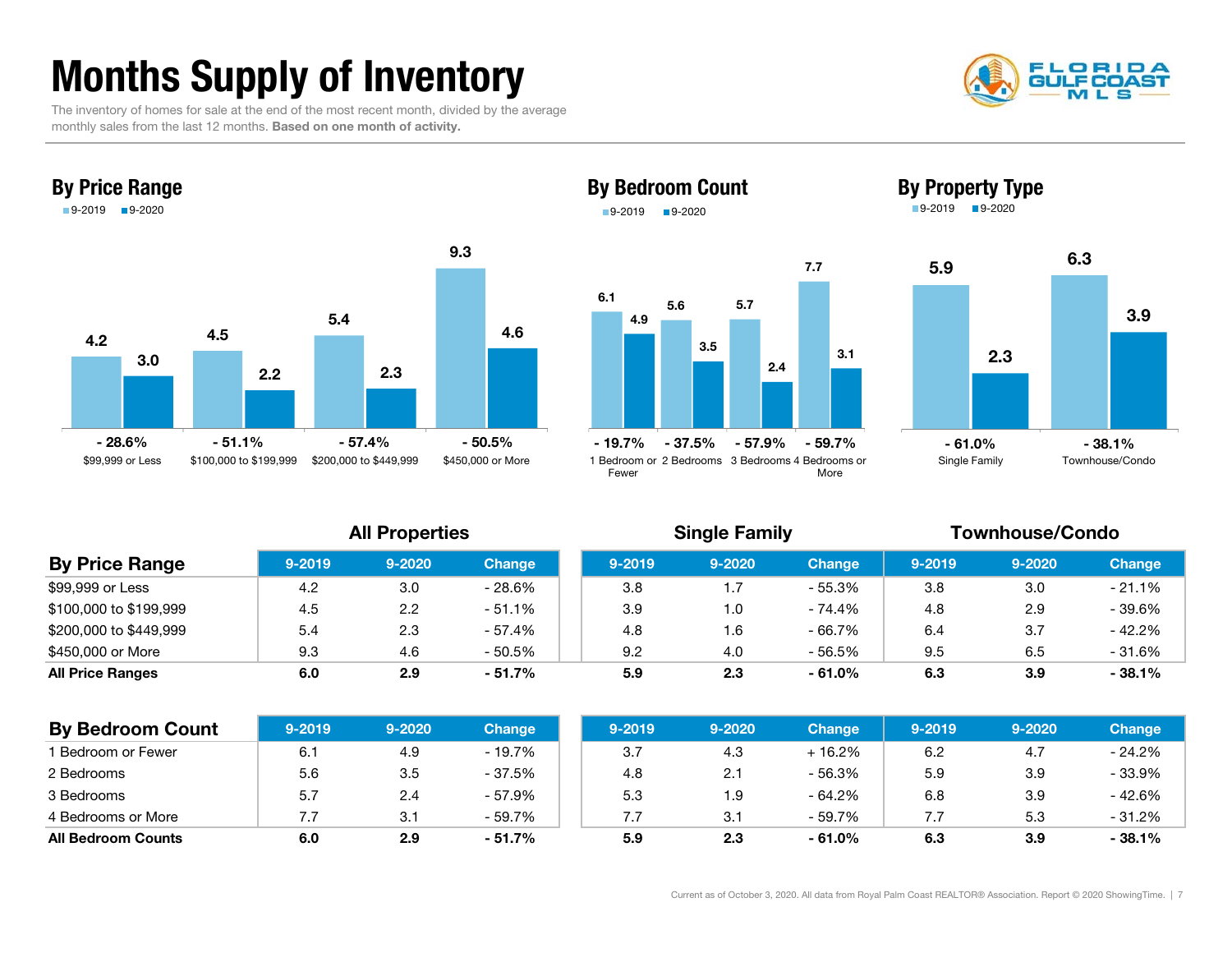# Months Supply of Inventory

The inventory of homes for sale at the end of the most recent month, divided by the average monthly sales from the last 12 months. **Based on one month of activity.**

## By Price Range

9-2019 9-2020

4.2 3.0
- 28.6%
$99,999 or Less

4.5 2.2
- 51.1%
$100,000 to $199,999

5.4 2.3
- 57.4%
$200,000 to $449,999

9.3 4.6
- 50.5%
$450,000 or More

## By Bedroom Count

9-2019 9-2020

6.1 4.9
- 19.7%
1 Bedroom or Fewer

5.6 3.5
- 37.5%
2 Bedrooms

5.7 2.4
- 57.9%
3 Bedrooms

7.7 3.1
- 59.7%
4 Bedrooms or More

## By Property Type

9-2019 9-2020

5.9 2.3
- 61.0%
Single Family

6.3 3.9
- 38.1%
Townhouse/Condo

| | All Properties | | | Single Family | | | Townhouse/Condo | | |
|---|---|---|---|---|---|---|---|---|---|
| **By Price Range** | 9-2019 | 9-2020 | Change | 9-2019 | 9-2020 | Change | 9-2019 | 9-2020 | Change |
| $99,999 or Less | 4.2 | 3.0 | - 28.6% | 3.8 | 1.7 | - 55.3% | 3.8 | 3.0 | - 21.1% |
| $100,000 to $199,999 | 4.5 | 2.2 | - 51.1% | 3.9 | 1.0 | - 74.4% | 4.8 | 2.9 | - 39.6% |
| $200,000 to $449,999 | 5.4 | 2.3 | - 57.4% | 4.8 | 1.6 | - 66.7% | 6.4 | 3.7 | - 42.2% |
| $450,000 or More | 9.3 | 4.6 | - 50.5% | 9.2 | 4.0 | - 56.5% | 9.5 | 6.5 | - 31.6% |
| **All Price Ranges** | **6.0** | **2.9** | **- 51.7%** | **5.9** | **2.3** | **- 61.0%** | **6.3** | **3.9** | **- 38.1%** |

| **By Bedroom Count** | 9-2019 | 9-2020 | Change | 9-2019 | 9-2020 | Change | 9-2019 | 9-2020 | Change |
|---|---|---|---|---|---|---|---|---|---|
| 1 Bedroom or Fewer | 6.1 | 4.9 | - 19.7% | 3.7 | 4.3 | + 16.2% | 6.2 | 4.7 | - 24.2% |
| 2 Bedrooms | 5.6 | 3.5 | - 37.5% | 4.8 | 2.1 | - 56.3% | 5.9 | 3.9 | - 33.9% |
| 3 Bedrooms | 5.7 | 2.4 | - 57.9% | 5.3 | 1.9 | - 64.2% | 6.8 | 3.9 | - 42.6% |
| 4 Bedrooms or More | 7.7 | 3.1 | - 59.7% | 7.7 | 3.1 | - 59.7% | 7.7 | 5.3 | - 31.2% |
| **All Bedroom Counts** | **6.0** | **2.9** | **- 51.7%** | **5.9** | **2.3** | **- 61.0%** | **6.3** | **3.9** | **- 38.1%** |

Current as of October 3, 2020. All data from Royal Palm Coast REALTOR® Association. Report © 2020 ShowingTime.